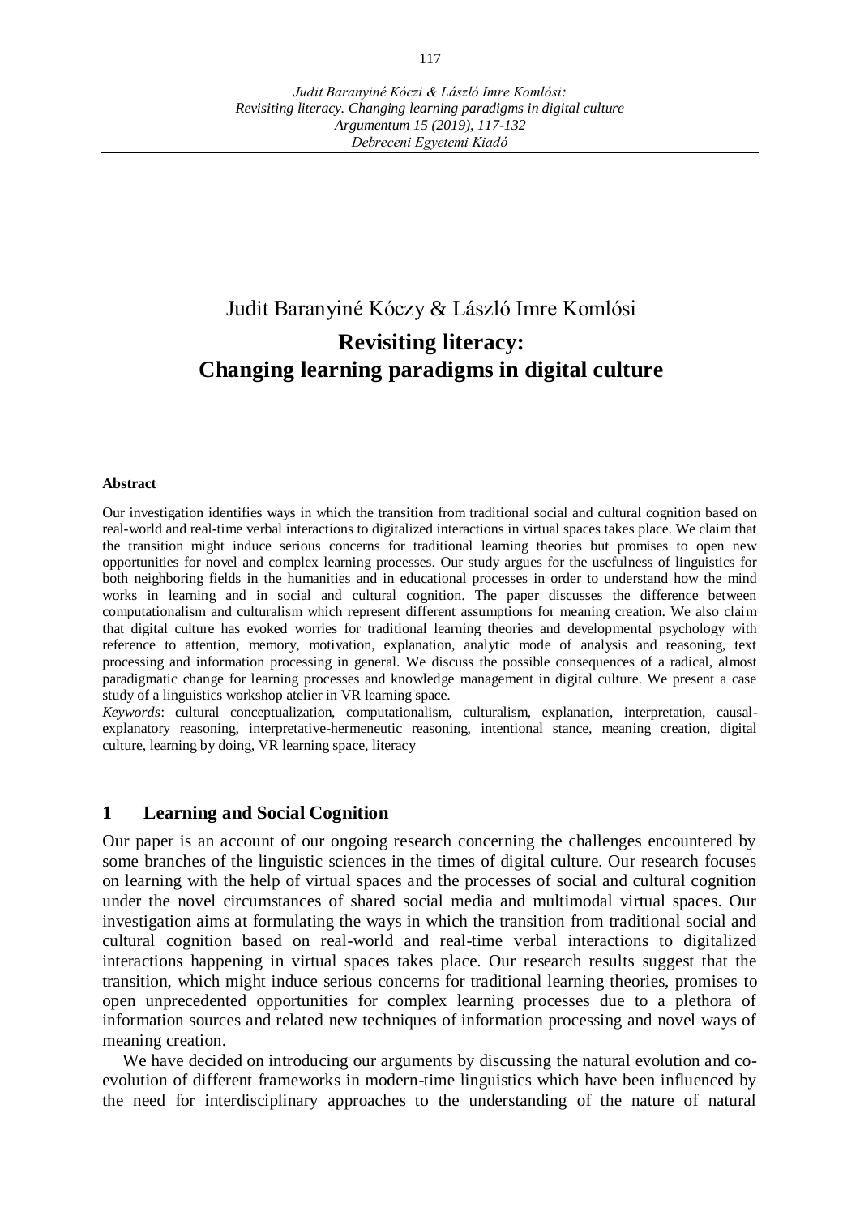# Judit Baranyiné Kóczy & László Imre Komlósi

## Revisiting literacy: Changing learning paradigms in digital culture

**Abstract**

Our investigation identifies ways in which the transition from traditional social and cultural cognition based on real-world and real-time verbal interactions to digitalized interactions in virtual spaces takes place. We claim that the transition might induce serious concerns for traditional learning theories but promises to open new opportunities for novel and complex learning processes. Our study argues for the usefulness of linguistics for both neighboring fields in the humanities and in educational processes in order to understand how the mind works in learning and in social and cultural cognition. The paper discusses the difference between computationalism and culturalism which represent different assumptions for meaning creation. We also claim that digital culture has evoked worries for traditional learning theories and developmental psychology with reference to attention, memory, motivation, explanation, analytic mode of analysis and reasoning, text processing and information processing in general. We discuss the possible consequences of a radical, almost paradigmatic change for learning processes and knowledge management in digital culture. We present a case study of a linguistics workshop atelier in VR learning space.

*Keywords*: cultural conceptualization, computationalism, culturalism, explanation, interpretation, causal-explanatory reasoning, interpretative-hermeneutic reasoning, intentional stance, meaning creation, digital culture, learning by doing, VR learning space, literacy

## 1 Learning and Social Cognition

Our paper is an account of our ongoing research concerning the challenges encountered by some branches of the linguistic sciences in the times of digital culture. Our research focuses on learning with the help of virtual spaces and the processes of social and cultural cognition under the novel circumstances of shared social media and multimodal virtual spaces. Our investigation aims at formulating the ways in which the transition from traditional social and cultural cognition based on real-world and real-time verbal interactions to digitalized interactions happening in virtual spaces takes place. Our research results suggest that the transition, which might induce serious concerns for traditional learning theories, promises to open unprecedented opportunities for complex learning processes due to a plethora of information sources and related new techniques of information processing and novel ways of meaning creation.

We have decided on introducing our arguments by discussing the natural evolution and co-evolution of different frameworks in modern-time linguistics which have been influenced by the need for interdisciplinary approaches to the understanding of the nature of natural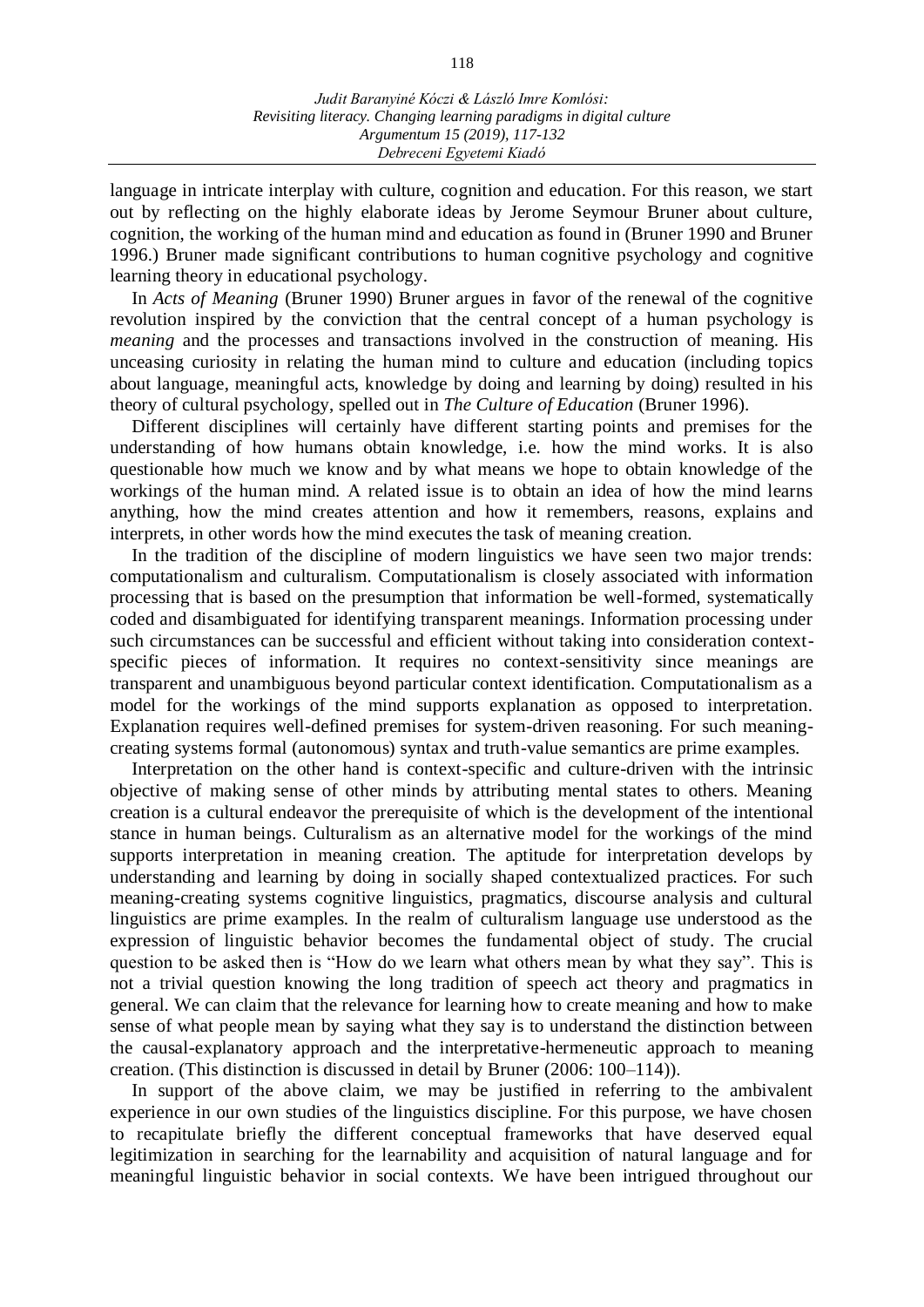language in intricate interplay with culture, cognition and education. For this reason, we start out by reflecting on the highly elaborate ideas by Jerome Seymour Bruner about culture, cognition, the working of the human mind and education as found in (Bruner 1990 and Bruner 1996.) Bruner made significant contributions to human cognitive psychology and cognitive learning theory in educational psychology.

In *Acts of Meaning* (Bruner 1990) Bruner argues in favor of the renewal of the cognitive revolution inspired by the conviction that the central concept of a human psychology is *meaning* and the processes and transactions involved in the construction of meaning. His unceasing curiosity in relating the human mind to culture and education (including topics about language, meaningful acts, knowledge by doing and learning by doing) resulted in his theory of cultural psychology, spelled out in *The Culture of Education* (Bruner 1996).

Different disciplines will certainly have different starting points and premises for the understanding of how humans obtain knowledge, i.e. how the mind works. It is also questionable how much we know and by what means we hope to obtain knowledge of the workings of the human mind. A related issue is to obtain an idea of how the mind learns anything, how the mind creates attention and how it remembers, reasons, explains and interprets, in other words how the mind executes the task of meaning creation.

In the tradition of the discipline of modern linguistics we have seen two major trends: computationalism and culturalism. Computationalism is closely associated with information processing that is based on the presumption that information be well-formed, systematically coded and disambiguated for identifying transparent meanings. Information processing under such circumstances can be successful and efficient without taking into consideration context-specific pieces of information. It requires no context-sensitivity since meanings are transparent and unambiguous beyond particular context identification. Computationalism as a model for the workings of the mind supports explanation as opposed to interpretation. Explanation requires well-defined premises for system-driven reasoning. For such meaning-creating systems formal (autonomous) syntax and truth-value semantics are prime examples.

Interpretation on the other hand is context-specific and culture-driven with the intrinsic objective of making sense of other minds by attributing mental states to others. Meaning creation is a cultural endeavor the prerequisite of which is the development of the intentional stance in human beings. Culturalism as an alternative model for the workings of the mind supports interpretation in meaning creation. The aptitude for interpretation develops by understanding and learning by doing in socially shaped contextualized practices. For such meaning-creating systems cognitive linguistics, pragmatics, discourse analysis and cultural linguistics are prime examples. In the realm of culturalism language use understood as the expression of linguistic behavior becomes the fundamental object of study. The crucial question to be asked then is "How do we learn what others mean by what they say". This is not a trivial question knowing the long tradition of speech act theory and pragmatics in general. We can claim that the relevance for learning how to create meaning and how to make sense of what people mean by saying what they say is to understand the distinction between the causal-explanatory approach and the interpretative-hermeneutic approach to meaning creation. (This distinction is discussed in detail by Bruner (2006: 100–114)).

In support of the above claim, we may be justified in referring to the ambivalent experience in our own studies of the linguistics discipline. For this purpose, we have chosen to recapitulate briefly the different conceptual frameworks that have deserved equal legitimization in searching for the learnability and acquisition of natural language and for meaningful linguistic behavior in social contexts. We have been intrigued throughout our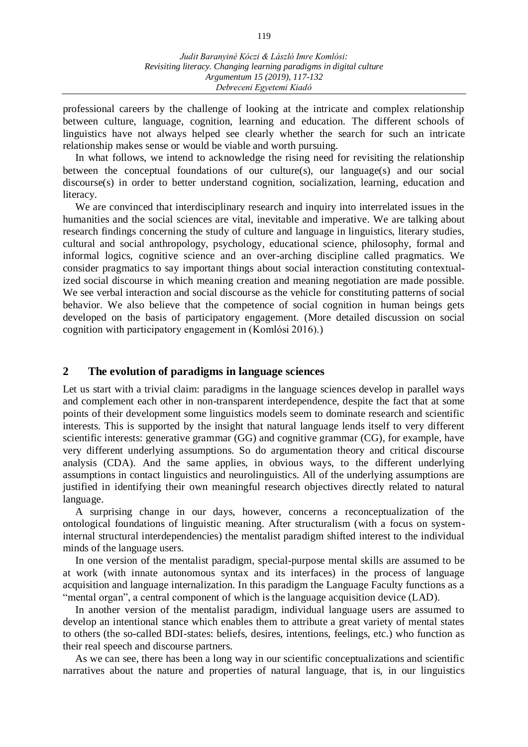professional careers by the challenge of looking at the intricate and complex relationship between culture, language, cognition, learning and education. The different schools of linguistics have not always helped see clearly whether the search for such an intricate relationship makes sense or would be viable and worth pursuing.

In what follows, we intend to acknowledge the rising need for revisiting the relationship between the conceptual foundations of our culture(s), our language(s) and our social discourse(s) in order to better understand cognition, socialization, learning, education and literacy.

We are convinced that interdisciplinary research and inquiry into interrelated issues in the humanities and the social sciences are vital, inevitable and imperative. We are talking about research findings concerning the study of culture and language in linguistics, literary studies, cultural and social anthropology, psychology, educational science, philosophy, formal and informal logics, cognitive science and an over-arching discipline called pragmatics. We consider pragmatics to say important things about social interaction constituting contextualized social discourse in which meaning creation and meaning negotiation are made possible. We see verbal interaction and social discourse as the vehicle for constituting patterns of social behavior. We also believe that the competence of social cognition in human beings gets developed on the basis of participatory engagement. (More detailed discussion on social cognition with participatory engagement in (Komlósi 2016).)

## 2 The evolution of paradigms in language sciences

Let us start with a trivial claim: paradigms in the language sciences develop in parallel ways and complement each other in non-transparent interdependence, despite the fact that at some points of their development some linguistics models seem to dominate research and scientific interests. This is supported by the insight that natural language lends itself to very different scientific interests: generative grammar (GG) and cognitive grammar (CG), for example, have very different underlying assumptions. So do argumentation theory and critical discourse analysis (CDA). And the same applies, in obvious ways, to the different underlying assumptions in contact linguistics and neurolinguistics. All of the underlying assumptions are justified in identifying their own meaningful research objectives directly related to natural language.

A surprising change in our days, however, concerns a reconceptualization of the ontological foundations of linguistic meaning. After structuralism (with a focus on system-internal structural interdependencies) the mentalist paradigm shifted interest to the individual minds of the language users.

In one version of the mentalist paradigm, special-purpose mental skills are assumed to be at work (with innate autonomous syntax and its interfaces) in the process of language acquisition and language internalization. In this paradigm the Language Faculty functions as a "mental organ", a central component of which is the language acquisition device (LAD).

In another version of the mentalist paradigm, individual language users are assumed to develop an intentional stance which enables them to attribute a great variety of mental states to others (the so-called BDI-states: beliefs, desires, intentions, feelings, etc.) who function as their real speech and discourse partners.

As we can see, there has been a long way in our scientific conceptualizations and scientific narratives about the nature and properties of natural language, that is, in our linguistics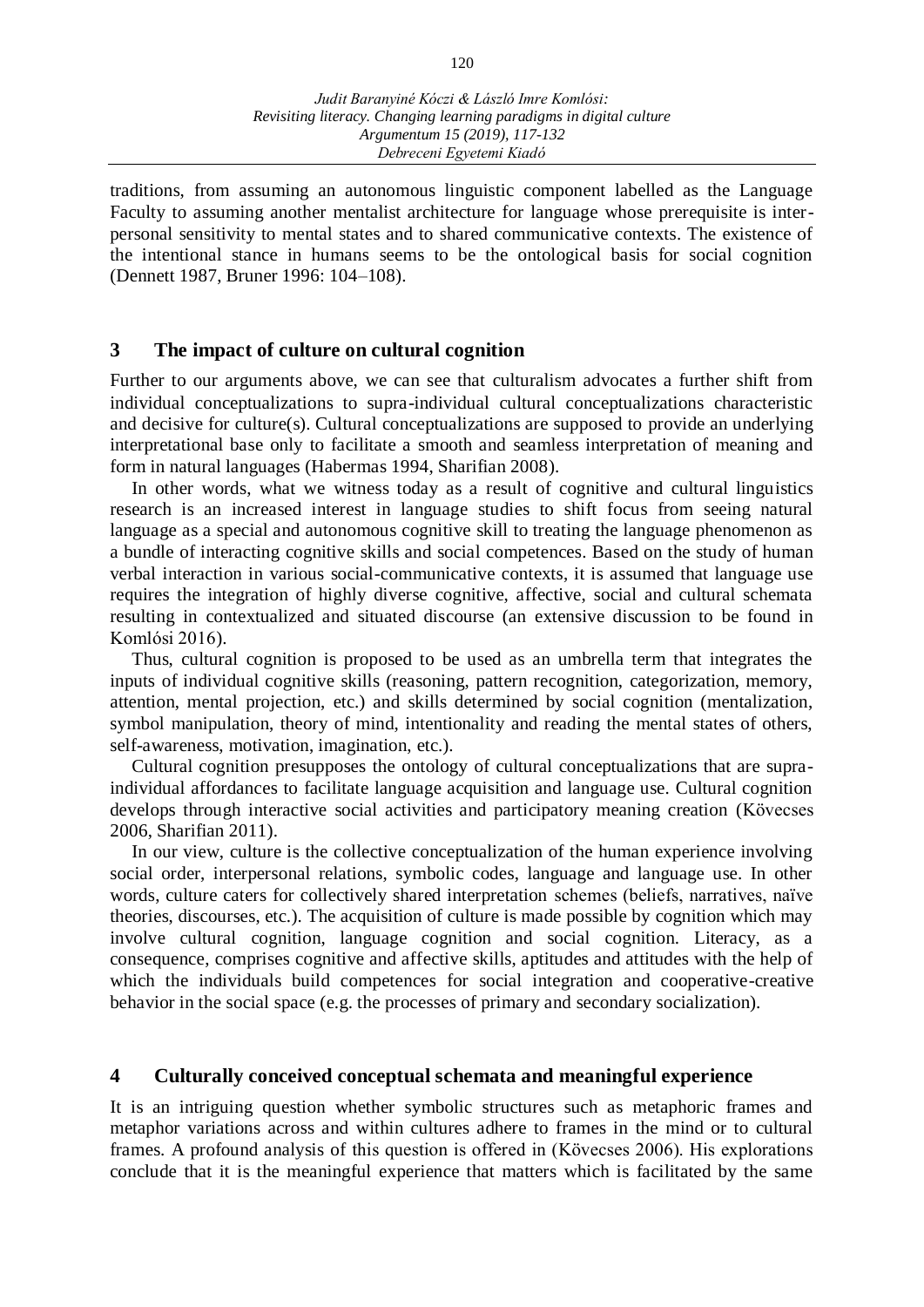traditions, from assuming an autonomous linguistic component labelled as the Language Faculty to assuming another mentalist architecture for language whose prerequisite is inter-personal sensitivity to mental states and to shared communicative contexts. The existence of the intentional stance in humans seems to be the ontological basis for social cognition (Dennett 1987, Bruner 1996: 104–108).

## 3 The impact of culture on cultural cognition

Further to our arguments above, we can see that culturalism advocates a further shift from individual conceptualizations to supra-individual cultural conceptualizations characteristic and decisive for culture(s). Cultural conceptualizations are supposed to provide an underlying interpretational base only to facilitate a smooth and seamless interpretation of meaning and form in natural languages (Habermas 1994, Sharifian 2008).

In other words, what we witness today as a result of cognitive and cultural linguistics research is an increased interest in language studies to shift focus from seeing natural language as a special and autonomous cognitive skill to treating the language phenomenon as a bundle of interacting cognitive skills and social competences. Based on the study of human verbal interaction in various social-communicative contexts, it is assumed that language use requires the integration of highly diverse cognitive, affective, social and cultural schemata resulting in contextualized and situated discourse (an extensive discussion to be found in Komlósi 2016).

Thus, cultural cognition is proposed to be used as an umbrella term that integrates the inputs of individual cognitive skills (reasoning, pattern recognition, categorization, memory, attention, mental projection, etc.) and skills determined by social cognition (mentalization, symbol manipulation, theory of mind, intentionality and reading the mental states of others, self-awareness, motivation, imagination, etc.).

Cultural cognition presupposes the ontology of cultural conceptualizations that are supra-individual affordances to facilitate language acquisition and language use. Cultural cognition develops through interactive social activities and participatory meaning creation (Kövecses 2006, Sharifian 2011).

In our view, culture is the collective conceptualization of the human experience involving social order, interpersonal relations, symbolic codes, language and language use. In other words, culture caters for collectively shared interpretation schemes (beliefs, narratives, naïve theories, discourses, etc.). The acquisition of culture is made possible by cognition which may involve cultural cognition, language cognition and social cognition. Literacy, as a consequence, comprises cognitive and affective skills, aptitudes and attitudes with the help of which the individuals build competences for social integration and cooperative-creative behavior in the social space (e.g. the processes of primary and secondary socialization).

## 4 Culturally conceived conceptual schemata and meaningful experience

It is an intriguing question whether symbolic structures such as metaphoric frames and metaphor variations across and within cultures adhere to frames in the mind or to cultural frames. A profound analysis of this question is offered in (Kövecses 2006). His explorations conclude that it is the meaningful experience that matters which is facilitated by the same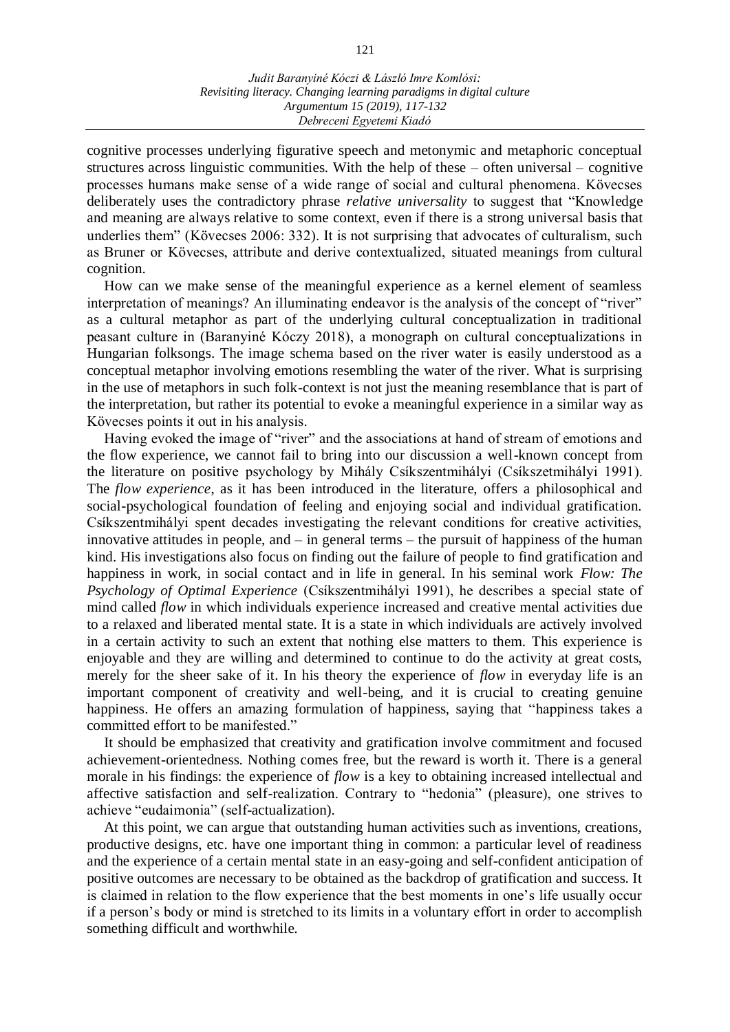cognitive processes underlying figurative speech and metonymic and metaphoric conceptual structures across linguistic communities. With the help of these – often universal – cognitive processes humans make sense of a wide range of social and cultural phenomena. Kövecses deliberately uses the contradictory phrase *relative universality* to suggest that "Knowledge and meaning are always relative to some context, even if there is a strong universal basis that underlies them" (Kövecses 2006: 332). It is not surprising that advocates of culturalism, such as Bruner or Kövecses, attribute and derive contextualized, situated meanings from cultural cognition.

How can we make sense of the meaningful experience as a kernel element of seamless interpretation of meanings? An illuminating endeavor is the analysis of the concept of "river" as a cultural metaphor as part of the underlying cultural conceptualization in traditional peasant culture in (Baranyiné Kóczy 2018), a monograph on cultural conceptualizations in Hungarian folksongs. The image schema based on the river water is easily understood as a conceptual metaphor involving emotions resembling the water of the river. What is surprising in the use of metaphors in such folk-context is not just the meaning resemblance that is part of the interpretation, but rather its potential to evoke a meaningful experience in a similar way as Kövecses points it out in his analysis.

Having evoked the image of "river" and the associations at hand of stream of emotions and the flow experience, we cannot fail to bring into our discussion a well-known concept from the literature on positive psychology by Mihály Csíkszentmihályi (Csíkszetmihályi 1991). The *flow experience*, as it has been introduced in the literature, offers a philosophical and social-psychological foundation of feeling and enjoying social and individual gratification. Csíkszentmihályi spent decades investigating the relevant conditions for creative activities, innovative attitudes in people, and – in general terms – the pursuit of happiness of the human kind. His investigations also focus on finding out the failure of people to find gratification and happiness in work, in social contact and in life in general. In his seminal work *Flow: The Psychology of Optimal Experience* (Csíkszentmihályi 1991), he describes a special state of mind called *flow* in which individuals experience increased and creative mental activities due to a relaxed and liberated mental state. It is a state in which individuals are actively involved in a certain activity to such an extent that nothing else matters to them. This experience is enjoyable and they are willing and determined to continue to do the activity at great costs, merely for the sheer sake of it. In his theory the experience of *flow* in everyday life is an important component of creativity and well-being, and it is crucial to creating genuine happiness. He offers an amazing formulation of happiness, saying that "happiness takes a committed effort to be manifested."

It should be emphasized that creativity and gratification involve commitment and focused achievement-orientedness. Nothing comes free, but the reward is worth it. There is a general morale in his findings: the experience of *flow* is a key to obtaining increased intellectual and affective satisfaction and self-realization. Contrary to "hedonia" (pleasure), one strives to achieve "eudaimonia" (self-actualization).

At this point, we can argue that outstanding human activities such as inventions, creations, productive designs, etc. have one important thing in common: a particular level of readiness and the experience of a certain mental state in an easy-going and self-confident anticipation of positive outcomes are necessary to be obtained as the backdrop of gratification and success. It is claimed in relation to the flow experience that the best moments in one's life usually occur if a person's body or mind is stretched to its limits in a voluntary effort in order to accomplish something difficult and worthwhile.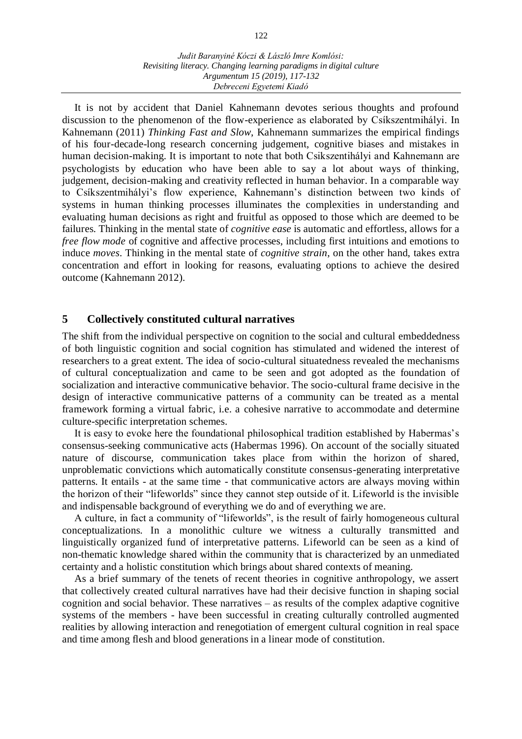It is not by accident that Daniel Kahnemann devotes serious thoughts and profound discussion to the phenomenon of the flow-experience as elaborated by Csíkszentmihályi. In Kahnemann (2011) *Thinking Fast and Slow*, Kahnemann summarizes the empirical findings of his four-decade-long research concerning judgement, cognitive biases and mistakes in human decision-making. It is important to note that both Csikszentihályi and Kahnemann are psychologists by education who have been able to say a lot about ways of thinking, judgement, decision-making and creativity reflected in human behavior. In a comparable way to Csíkszentmihályi's flow experience, Kahnemann's distinction between two kinds of systems in human thinking processes illuminates the complexities in understanding and evaluating human decisions as right and fruitful as opposed to those which are deemed to be failures. Thinking in the mental state of *cognitive ease* is automatic and effortless, allows for a *free flow mode* of cognitive and affective processes, including first intuitions and emotions to induce *moves*. Thinking in the mental state of *cognitive strain*, on the other hand, takes extra concentration and effort in looking for reasons, evaluating options to achieve the desired outcome (Kahnemann 2012).

## 5 Collectively constituted cultural narratives

The shift from the individual perspective on cognition to the social and cultural embeddedness of both linguistic cognition and social cognition has stimulated and widened the interest of researchers to a great extent. The idea of socio-cultural situatedness revealed the mechanisms of cultural conceptualization and came to be seen and got adopted as the foundation of socialization and interactive communicative behavior. The socio-cultural frame decisive in the design of interactive communicative patterns of a community can be treated as a mental framework forming a virtual fabric, i.e. a cohesive narrative to accommodate and determine culture-specific interpretation schemes.

It is easy to evoke here the foundational philosophical tradition established by Habermas's consensus-seeking communicative acts (Habermas 1996). On account of the socially situated nature of discourse, communication takes place from within the horizon of shared, unproblematic convictions which automatically constitute consensus-generating interpretative patterns. It entails - at the same time - that communicative actors are always moving within the horizon of their "lifeworlds" since they cannot step outside of it. Lifeworld is the invisible and indispensable background of everything we do and of everything we are.

A culture, in fact a community of "lifeworlds", is the result of fairly homogeneous cultural conceptualizations. In a monolithic culture we witness a culturally transmitted and linguistically organized fund of interpretative patterns. Lifeworld can be seen as a kind of non-thematic knowledge shared within the community that is characterized by an unmediated certainty and a holistic constitution which brings about shared contexts of meaning.

As a brief summary of the tenets of recent theories in cognitive anthropology, we assert that collectively created cultural narratives have had their decisive function in shaping social cognition and social behavior. These narratives – as results of the complex adaptive cognitive systems of the members - have been successful in creating culturally controlled augmented realities by allowing interaction and renegotiation of emergent cultural cognition in real space and time among flesh and blood generations in a linear mode of constitution.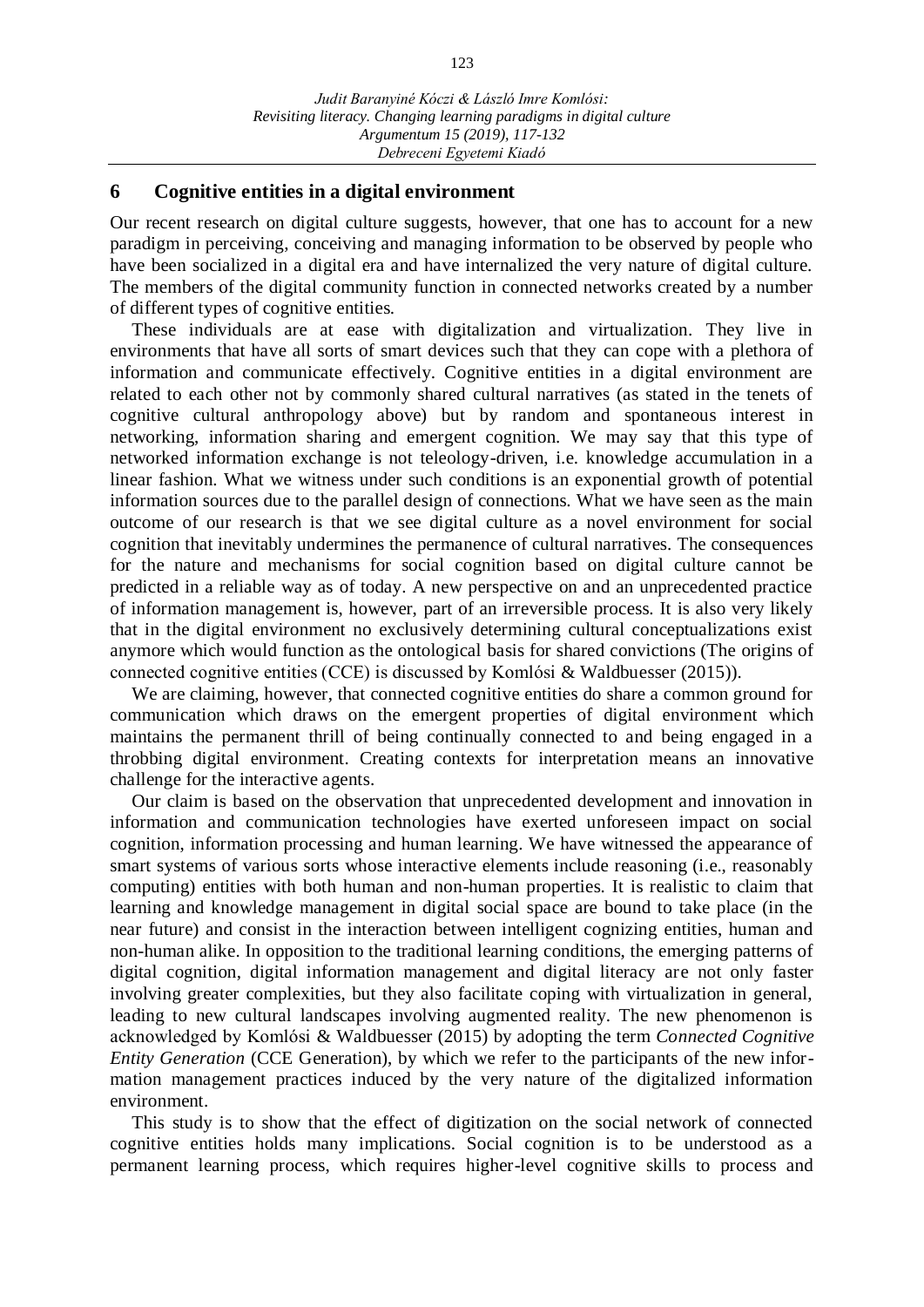## 6 Cognitive entities in a digital environment

Our recent research on digital culture suggests, however, that one has to account for a new paradigm in perceiving, conceiving and managing information to be observed by people who have been socialized in a digital era and have internalized the very nature of digital culture. The members of the digital community function in connected networks created by a number of different types of cognitive entities.

These individuals are at ease with digitalization and virtualization. They live in environments that have all sorts of smart devices such that they can cope with a plethora of information and communicate effectively. Cognitive entities in a digital environment are related to each other not by commonly shared cultural narratives (as stated in the tenets of cognitive cultural anthropology above) but by random and spontaneous interest in networking, information sharing and emergent cognition. We may say that this type of networked information exchange is not teleology-driven, i.e. knowledge accumulation in a linear fashion. What we witness under such conditions is an exponential growth of potential information sources due to the parallel design of connections. What we have seen as the main outcome of our research is that we see digital culture as a novel environment for social cognition that inevitably undermines the permanence of cultural narratives. The consequences for the nature and mechanisms for social cognition based on digital culture cannot be predicted in a reliable way as of today. A new perspective on and an unprecedented practice of information management is, however, part of an irreversible process. It is also very likely that in the digital environment no exclusively determining cultural conceptualizations exist anymore which would function as the ontological basis for shared convictions (The origins of connected cognitive entities (CCE) is discussed by Komlósi & Waldbuesser (2015)).

We are claiming, however, that connected cognitive entities do share a common ground for communication which draws on the emergent properties of digital environment which maintains the permanent thrill of being continually connected to and being engaged in a throbbing digital environment. Creating contexts for interpretation means an innovative challenge for the interactive agents.

Our claim is based on the observation that unprecedented development and innovation in information and communication technologies have exerted unforeseen impact on social cognition, information processing and human learning. We have witnessed the appearance of smart systems of various sorts whose interactive elements include reasoning (i.e., reasonably computing) entities with both human and non-human properties. It is realistic to claim that learning and knowledge management in digital social space are bound to take place (in the near future) and consist in the interaction between intelligent cognizing entities, human and non-human alike. In opposition to the traditional learning conditions, the emerging patterns of digital cognition, digital information management and digital literacy are not only faster involving greater complexities, but they also facilitate coping with virtualization in general, leading to new cultural landscapes involving augmented reality. The new phenomenon is acknowledged by Komlósi & Waldbuesser (2015) by adopting the term *Connected Cognitive Entity Generation* (CCE Generation), by which we refer to the participants of the new information management practices induced by the very nature of the digitalized information environment.

This study is to show that the effect of digitization on the social network of connected cognitive entities holds many implications. Social cognition is to be understood as a permanent learning process, which requires higher-level cognitive skills to process and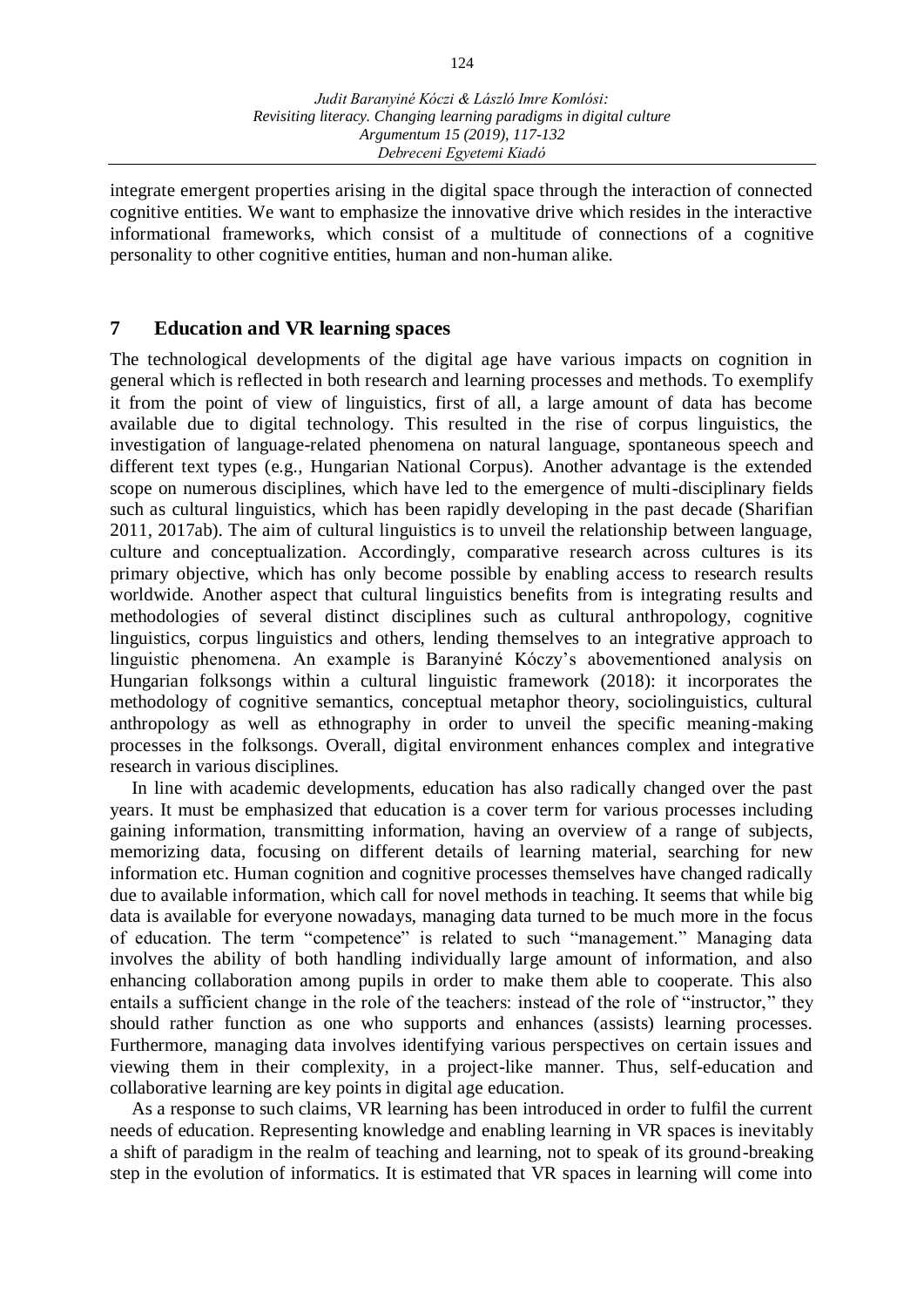integrate emergent properties arising in the digital space through the interaction of connected cognitive entities. We want to emphasize the innovative drive which resides in the interactive informational frameworks, which consist of a multitude of connections of a cognitive personality to other cognitive entities, human and non-human alike.

## 7 Education and VR learning spaces

The technological developments of the digital age have various impacts on cognition in general which is reflected in both research and learning processes and methods. To exemplify it from the point of view of linguistics, first of all, a large amount of data has become available due to digital technology. This resulted in the rise of corpus linguistics, the investigation of language-related phenomena on natural language, spontaneous speech and different text types (e.g., Hungarian National Corpus). Another advantage is the extended scope on numerous disciplines, which have led to the emergence of multi-disciplinary fields such as cultural linguistics, which has been rapidly developing in the past decade (Sharifian 2011, 2017ab). The aim of cultural linguistics is to unveil the relationship between language, culture and conceptualization. Accordingly, comparative research across cultures is its primary objective, which has only become possible by enabling access to research results worldwide. Another aspect that cultural linguistics benefits from is integrating results and methodologies of several distinct disciplines such as cultural anthropology, cognitive linguistics, corpus linguistics and others, lending themselves to an integrative approach to linguistic phenomena. An example is Baranyiné Kóczy's abovementioned analysis on Hungarian folksongs within a cultural linguistic framework (2018): it incorporates the methodology of cognitive semantics, conceptual metaphor theory, sociolinguistics, cultural anthropology as well as ethnography in order to unveil the specific meaning-making processes in the folksongs. Overall, digital environment enhances complex and integrative research in various disciplines.

In line with academic developments, education has also radically changed over the past years. It must be emphasized that education is a cover term for various processes including gaining information, transmitting information, having an overview of a range of subjects, memorizing data, focusing on different details of learning material, searching for new information etc. Human cognition and cognitive processes themselves have changed radically due to available information, which call for novel methods in teaching. It seems that while big data is available for everyone nowadays, managing data turned to be much more in the focus of education. The term "competence" is related to such "management." Managing data involves the ability of both handling individually large amount of information, and also enhancing collaboration among pupils in order to make them able to cooperate. This also entails a sufficient change in the role of the teachers: instead of the role of "instructor," they should rather function as one who supports and enhances (assists) learning processes. Furthermore, managing data involves identifying various perspectives on certain issues and viewing them in their complexity, in a project-like manner. Thus, self-education and collaborative learning are key points in digital age education.

As a response to such claims, VR learning has been introduced in order to fulfil the current needs of education. Representing knowledge and enabling learning in VR spaces is inevitably a shift of paradigm in the realm of teaching and learning, not to speak of its ground-breaking step in the evolution of informatics. It is estimated that VR spaces in learning will come into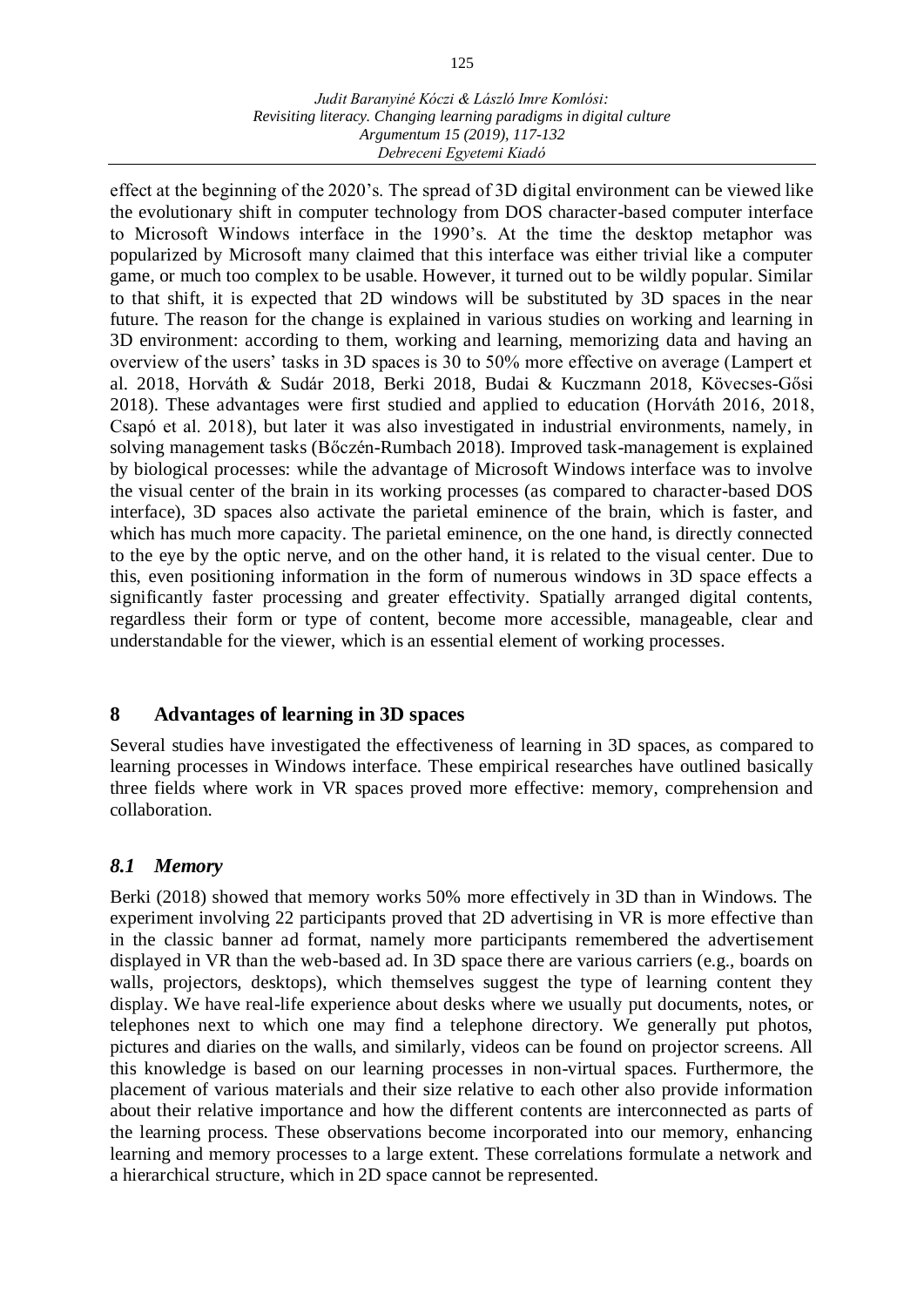effect at the beginning of the 2020's. The spread of 3D digital environment can be viewed like the evolutionary shift in computer technology from DOS character-based computer interface to Microsoft Windows interface in the 1990's. At the time the desktop metaphor was popularized by Microsoft many claimed that this interface was either trivial like a computer game, or much too complex to be usable. However, it turned out to be wildly popular. Similar to that shift, it is expected that 2D windows will be substituted by 3D spaces in the near future. The reason for the change is explained in various studies on working and learning in 3D environment: according to them, working and learning, memorizing data and having an overview of the users' tasks in 3D spaces is 30 to 50% more effective on average (Lampert et al. 2018, Horváth & Sudár 2018, Berki 2018, Budai & Kuczmann 2018, Kövecses-Gősi 2018). These advantages were first studied and applied to education (Horváth 2016, 2018, Csapó et al. 2018), but later it was also investigated in industrial environments, namely, in solving management tasks (Bőczén-Rumbach 2018). Improved task-management is explained by biological processes: while the advantage of Microsoft Windows interface was to involve the visual center of the brain in its working processes (as compared to character-based DOS interface), 3D spaces also activate the parietal eminence of the brain, which is faster, and which has much more capacity. The parietal eminence, on the one hand, is directly connected to the eye by the optic nerve, and on the other hand, it is related to the visual center. Due to this, even positioning information in the form of numerous windows in 3D space effects a significantly faster processing and greater effectivity. Spatially arranged digital contents, regardless their form or type of content, become more accessible, manageable, clear and understandable for the viewer, which is an essential element of working processes.

## 8 Advantages of learning in 3D spaces

Several studies have investigated the effectiveness of learning in 3D spaces, as compared to learning processes in Windows interface. These empirical researches have outlined basically three fields where work in VR spaces proved more effective: memory, comprehension and collaboration.

### *8.1 Memory*

Berki (2018) showed that memory works 50% more effectively in 3D than in Windows. The experiment involving 22 participants proved that 2D advertising in VR is more effective than in the classic banner ad format, namely more participants remembered the advertisement displayed in VR than the web-based ad. In 3D space there are various carriers (e.g., boards on walls, projectors, desktops), which themselves suggest the type of learning content they display. We have real-life experience about desks where we usually put documents, notes, or telephones next to which one may find a telephone directory. We generally put photos, pictures and diaries on the walls, and similarly, videos can be found on projector screens. All this knowledge is based on our learning processes in non-virtual spaces. Furthermore, the placement of various materials and their size relative to each other also provide information about their relative importance and how the different contents are interconnected as parts of the learning process. These observations become incorporated into our memory, enhancing learning and memory processes to a large extent. These correlations formulate a network and a hierarchical structure, which in 2D space cannot be represented.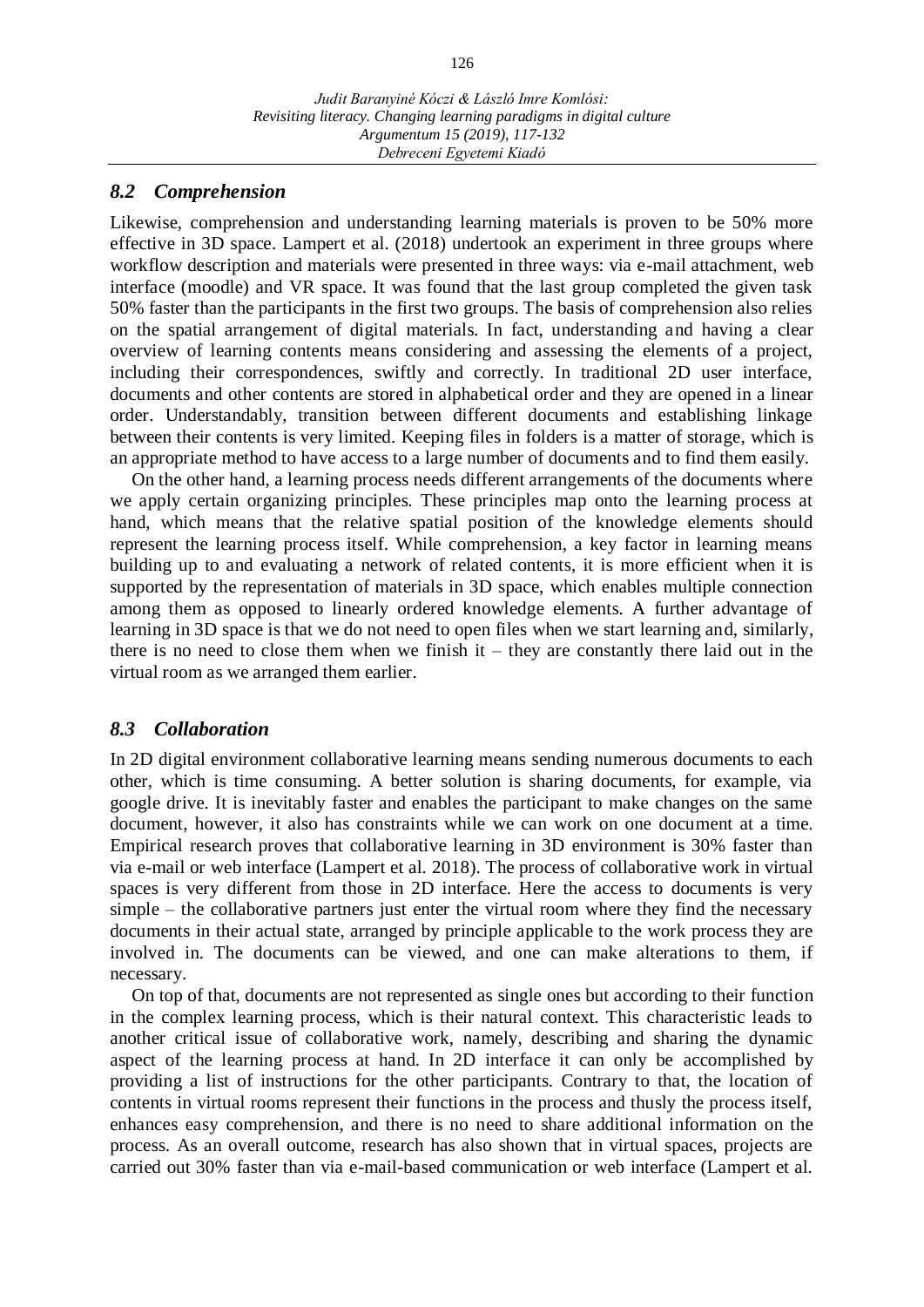### *8.2 Comprehension*

Likewise, comprehension and understanding learning materials is proven to be 50% more effective in 3D space. Lampert et al. (2018) undertook an experiment in three groups where workflow description and materials were presented in three ways: via e-mail attachment, web interface (moodle) and VR space. It was found that the last group completed the given task 50% faster than the participants in the first two groups. The basis of comprehension also relies on the spatial arrangement of digital materials. In fact, understanding and having a clear overview of learning contents means considering and assessing the elements of a project, including their correspondences, swiftly and correctly. In traditional 2D user interface, documents and other contents are stored in alphabetical order and they are opened in a linear order. Understandably, transition between different documents and establishing linkage between their contents is very limited. Keeping files in folders is a matter of storage, which is an appropriate method to have access to a large number of documents and to find them easily.

On the other hand, a learning process needs different arrangements of the documents where we apply certain organizing principles. These principles map onto the learning process at hand, which means that the relative spatial position of the knowledge elements should represent the learning process itself. While comprehension, a key factor in learning means building up to and evaluating a network of related contents, it is more efficient when it is supported by the representation of materials in 3D space, which enables multiple connection among them as opposed to linearly ordered knowledge elements. A further advantage of learning in 3D space is that we do not need to open files when we start learning and, similarly, there is no need to close them when we finish it – they are constantly there laid out in the virtual room as we arranged them earlier.

### *8.3 Collaboration*

In 2D digital environment collaborative learning means sending numerous documents to each other, which is time consuming. A better solution is sharing documents, for example, via google drive. It is inevitably faster and enables the participant to make changes on the same document, however, it also has constraints while we can work on one document at a time. Empirical research proves that collaborative learning in 3D environment is 30% faster than via e-mail or web interface (Lampert et al. 2018). The process of collaborative work in virtual spaces is very different from those in 2D interface. Here the access to documents is very simple – the collaborative partners just enter the virtual room where they find the necessary documents in their actual state, arranged by principle applicable to the work process they are involved in. The documents can be viewed, and one can make alterations to them, if necessary.

On top of that, documents are not represented as single ones but according to their function in the complex learning process, which is their natural context. This characteristic leads to another critical issue of collaborative work, namely, describing and sharing the dynamic aspect of the learning process at hand. In 2D interface it can only be accomplished by providing a list of instructions for the other participants. Contrary to that, the location of contents in virtual rooms represent their functions in the process and thusly the process itself, enhances easy comprehension, and there is no need to share additional information on the process. As an overall outcome, research has also shown that in virtual spaces, projects are carried out 30% faster than via e-mail-based communication or web interface (Lampert et al.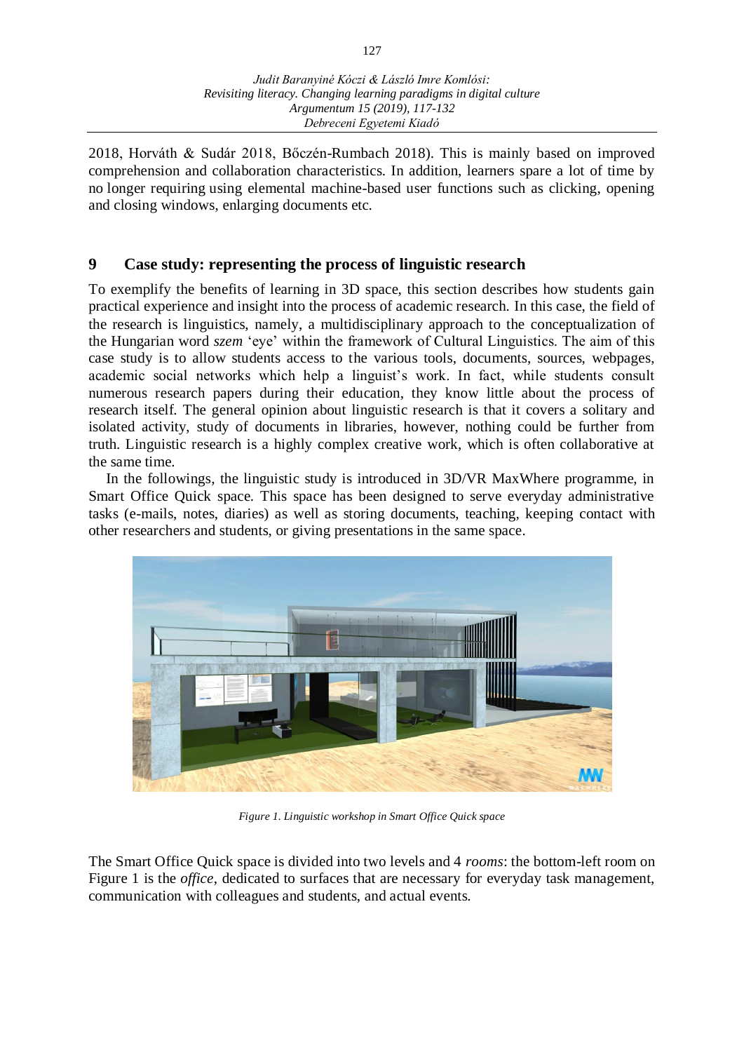2018, Horváth & Sudár 2018, Bőczén-Rumbach 2018). This is mainly based on improved comprehension and collaboration characteristics. In addition, learners spare a lot of time by no longer requiring using elemental machine-based user functions such as clicking, opening and closing windows, enlarging documents etc.

## 9 Case study: representing the process of linguistic research

To exemplify the benefits of learning in 3D space, this section describes how students gain practical experience and insight into the process of academic research. In this case, the field of the research is linguistics, namely, a multidisciplinary approach to the conceptualization of the Hungarian word *szem* 'eye' within the framework of Cultural Linguistics. The aim of this case study is to allow students access to the various tools, documents, sources, webpages, academic social networks which help a linguist's work. In fact, while students consult numerous research papers during their education, they know little about the process of research itself. The general opinion about linguistic research is that it covers a solitary and isolated activity, study of documents in libraries, however, nothing could be further from truth. Linguistic research is a highly complex creative work, which is often collaborative at the same time.

In the followings, the linguistic study is introduced in 3D/VR MaxWhere programme, in Smart Office Quick space. This space has been designed to serve everyday administrative tasks (e-mails, notes, diaries) as well as storing documents, teaching, keeping contact with other researchers and students, or giving presentations in the same space.

*Figure 1. Linguistic workshop in Smart Office Quick space*

The Smart Office Quick space is divided into two levels and 4 *rooms*: the bottom-left room on Figure 1 is the *office*, dedicated to surfaces that are necessary for everyday task management, communication with colleagues and students, and actual events.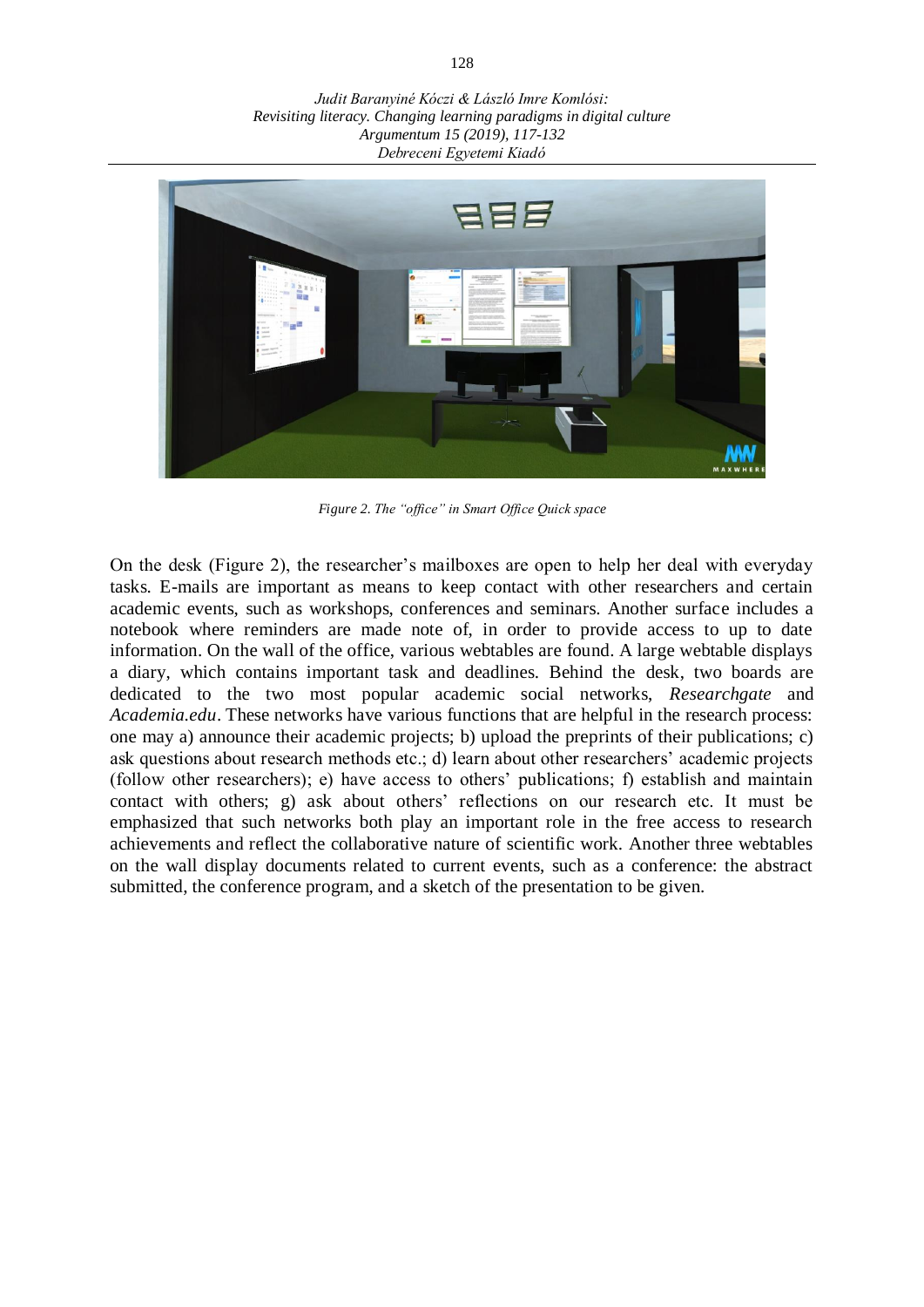*Figure 2. The "office" in Smart Office Quick space*

On the desk (Figure 2), the researcher's mailboxes are open to help her deal with everyday tasks. E-mails are important as means to keep contact with other researchers and certain academic events, such as workshops, conferences and seminars. Another surface includes a notebook where reminders are made note of, in order to provide access to up to date information. On the wall of the office, various webtables are found. A large webtable displays a diary, which contains important task and deadlines. Behind the desk, two boards are dedicated to the two most popular academic social networks, *Researchgate* and *Academia.edu*. These networks have various functions that are helpful in the research process: one may a) announce their academic projects; b) upload the preprints of their publications; c) ask questions about research methods etc.; d) learn about other researchers' academic projects (follow other researchers); e) have access to others' publications; f) establish and maintain contact with others; g) ask about others' reflections on our research etc. It must be emphasized that such networks both play an important role in the free access to research achievements and reflect the collaborative nature of scientific work. Another three webtables on the wall display documents related to current events, such as a conference: the abstract submitted, the conference program, and a sketch of the presentation to be given.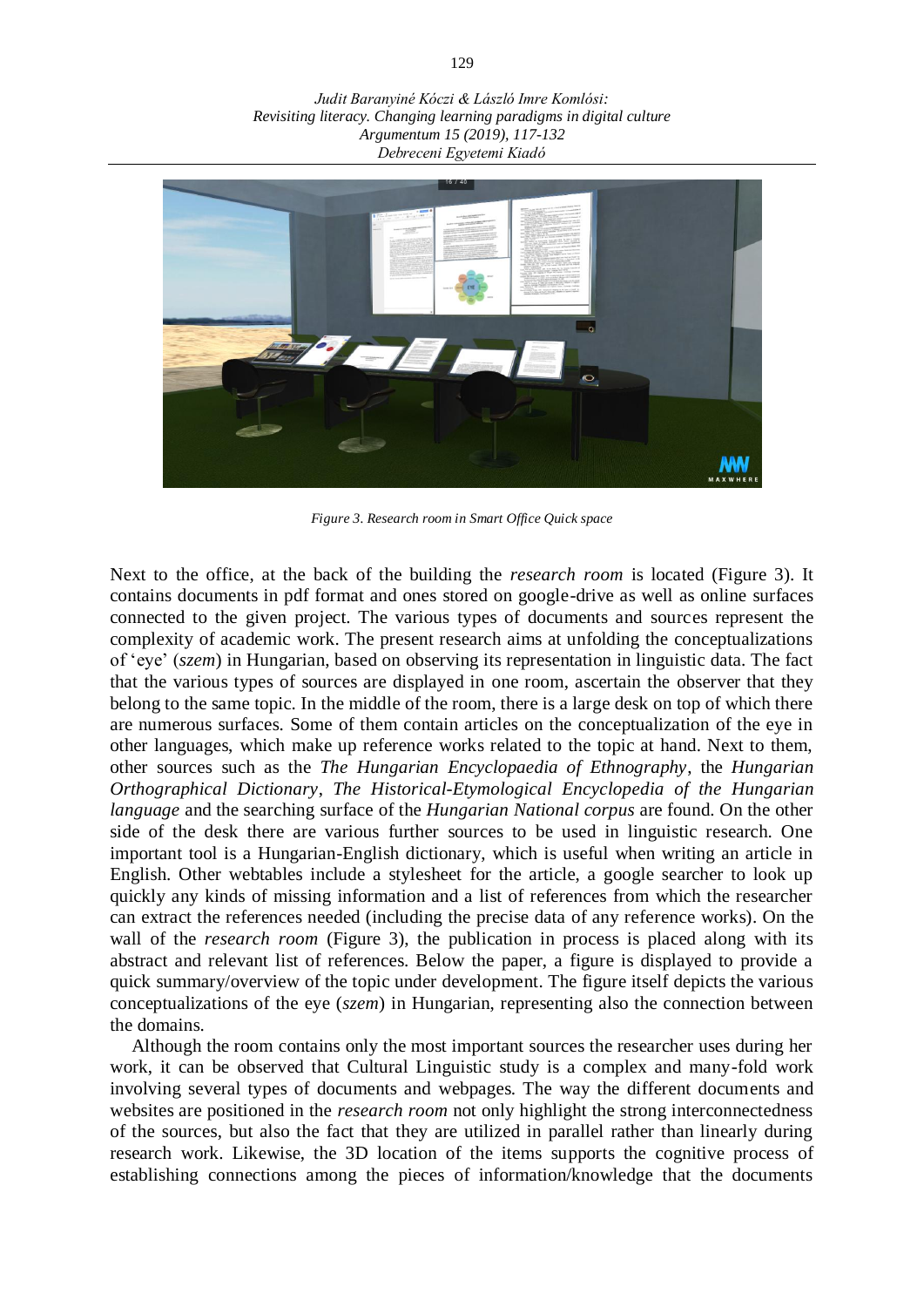*Figure 3. Research room in Smart Office Quick space*

Next to the office, at the back of the building the *research room* is located (Figure 3). It contains documents in pdf format and ones stored on google-drive as well as online surfaces connected to the given project. The various types of documents and sources represent the complexity of academic work. The present research aims at unfolding the conceptualizations of 'eye' (*szem*) in Hungarian, based on observing its representation in linguistic data. The fact that the various types of sources are displayed in one room, ascertain the observer that they belong to the same topic. In the middle of the room, there is a large desk on top of which there are numerous surfaces. Some of them contain articles on the conceptualization of the eye in other languages, which make up reference works related to the topic at hand. Next to them, other sources such as the *The Hungarian Encyclopaedia of Ethnography*, the *Hungarian Orthographical Dictionary*, *The Historical-Etymological Encyclopedia of the Hungarian language* and the searching surface of the *Hungarian National corpus* are found. On the other side of the desk there are various further sources to be used in linguistic research. One important tool is a Hungarian-English dictionary, which is useful when writing an article in English. Other webtables include a stylesheet for the article, a google searcher to look up quickly any kinds of missing information and a list of references from which the researcher can extract the references needed (including the precise data of any reference works). On the wall of the *research room* (Figure 3), the publication in process is placed along with its abstract and relevant list of references. Below the paper, a figure is displayed to provide a quick summary/overview of the topic under development. The figure itself depicts the various conceptualizations of the eye (*szem*) in Hungarian, representing also the connection between the domains.

Although the room contains only the most important sources the researcher uses during her work, it can be observed that Cultural Linguistic study is a complex and many-fold work involving several types of documents and webpages. The way the different documents and websites are positioned in the *research room* not only highlight the strong interconnectedness of the sources, but also the fact that they are utilized in parallel rather than linearly during research work. Likewise, the 3D location of the items supports the cognitive process of establishing connections among the pieces of information/knowledge that the documents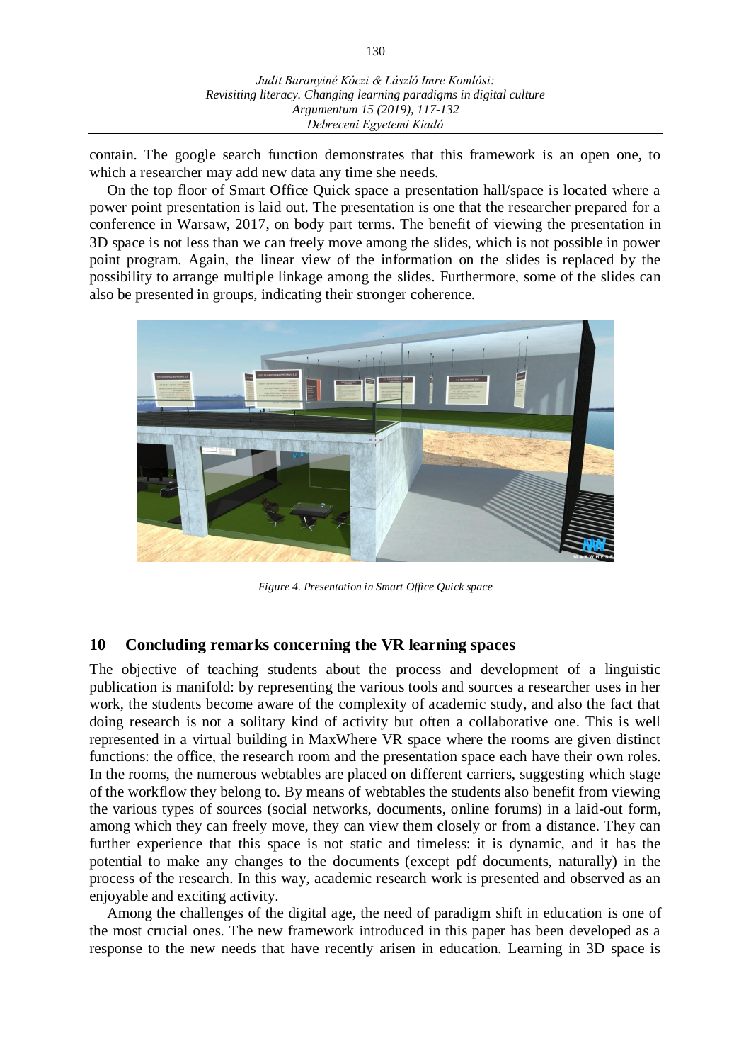contain. The google search function demonstrates that this framework is an open one, to which a researcher may add new data any time she needs.

On the top floor of Smart Office Quick space a presentation hall/space is located where a power point presentation is laid out. The presentation is one that the researcher prepared for a conference in Warsaw, 2017, on body part terms. The benefit of viewing the presentation in 3D space is not less than we can freely move among the slides, which is not possible in power point program. Again, the linear view of the information on the slides is replaced by the possibility to arrange multiple linkage among the slides. Furthermore, some of the slides can also be presented in groups, indicating their stronger coherence.

*Figure 4. Presentation in Smart Office Quick space*

## 10 Concluding remarks concerning the VR learning spaces

The objective of teaching students about the process and development of a linguistic publication is manifold: by representing the various tools and sources a researcher uses in her work, the students become aware of the complexity of academic study, and also the fact that doing research is not a solitary kind of activity but often a collaborative one. This is well represented in a virtual building in MaxWhere VR space where the rooms are given distinct functions: the office, the research room and the presentation space each have their own roles. In the rooms, the numerous webtables are placed on different carriers, suggesting which stage of the workflow they belong to. By means of webtables the students also benefit from viewing the various types of sources (social networks, documents, online forums) in a laid-out form, among which they can freely move, they can view them closely or from a distance. They can further experience that this space is not static and timeless: it is dynamic, and it has the potential to make any changes to the documents (except pdf documents, naturally) in the process of the research. In this way, academic research work is presented and observed as an enjoyable and exciting activity.

Among the challenges of the digital age, the need of paradigm shift in education is one of the most crucial ones. The new framework introduced in this paper has been developed as a response to the new needs that have recently arisen in education. Learning in 3D space is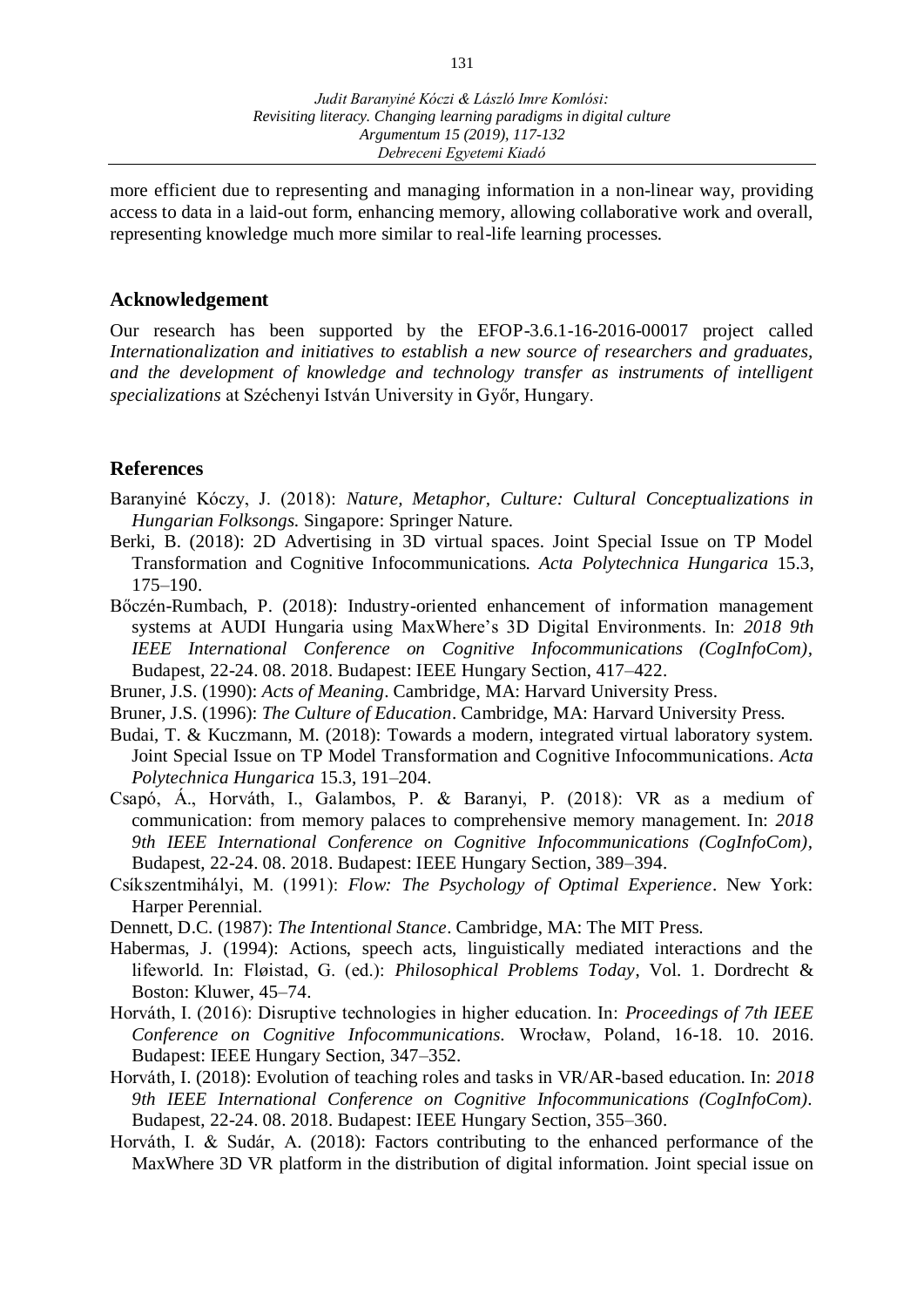more efficient due to representing and managing information in a non-linear way, providing access to data in a laid-out form, enhancing memory, allowing collaborative work and overall, representing knowledge much more similar to real-life learning processes.

## Acknowledgement

Our research has been supported by the EFOP-3.6.1-16-2016-00017 project called *Internationalization and initiatives to establish a new source of researchers and graduates, and the development of knowledge and technology transfer as instruments of intelligent specializations* at Széchenyi István University in Győr, Hungary.

## References

Baranyiné Kóczy, J. (2018): *Nature, Metaphor, Culture: Cultural Conceptualizations in Hungarian Folksongs.* Singapore: Springer Nature.

Berki, B. (2018): 2D Advertising in 3D virtual spaces. Joint Special Issue on TP Model Transformation and Cognitive Infocommunications. *Acta Polytechnica Hungarica* 15.3, 175–190.

Bőczén-Rumbach, P. (2018): Industry-oriented enhancement of information management systems at AUDI Hungaria using MaxWhere's 3D Digital Environments. In: *2018 9th IEEE International Conference on Cognitive Infocommunications (CogInfoCom)*, Budapest, 22-24. 08. 2018. Budapest: IEEE Hungary Section, 417–422.

Bruner, J.S. (1990): *Acts of Meaning*. Cambridge, MA: Harvard University Press.

Bruner, J.S. (1996): *The Culture of Education*. Cambridge, MA: Harvard University Press.

Budai, T. & Kuczmann, M. (2018): Towards a modern, integrated virtual laboratory system. Joint Special Issue on TP Model Transformation and Cognitive Infocommunications. *Acta Polytechnica Hungarica* 15.3, 191–204.

Csapó, Á., Horváth, I., Galambos, P. & Baranyi, P. (2018): VR as a medium of communication: from memory palaces to comprehensive memory management. In: *2018 9th IEEE International Conference on Cognitive Infocommunications (CogInfoCom)*, Budapest, 22-24. 08. 2018. Budapest: IEEE Hungary Section, 389–394.

Csíkszentmihályi, M. (1991): *Flow: The Psychology of Optimal Experience*. New York: Harper Perennial.

Dennett, D.C. (1987): *The Intentional Stance*. Cambridge, MA: The MIT Press.

Habermas, J. (1994): Actions, speech acts, linguistically mediated interactions and the lifeworld. In: Fløistad, G. (ed.): *Philosophical Problems Today*, Vol. 1. Dordrecht & Boston: Kluwer, 45–74.

Horváth, I. (2016): Disruptive technologies in higher education. In: *Proceedings of 7th IEEE Conference on Cognitive Infocommunications*. Wrocław, Poland, 16-18. 10. 2016. Budapest: IEEE Hungary Section, 347–352.

Horváth, I. (2018): Evolution of teaching roles and tasks in VR/AR-based education. In: *2018 9th IEEE International Conference on Cognitive Infocommunications (CogInfoCom)*. Budapest, 22-24. 08. 2018. Budapest: IEEE Hungary Section, 355–360.

Horváth, I. & Sudár, A. (2018): Factors contributing to the enhanced performance of the MaxWhere 3D VR platform in the distribution of digital information. Joint special issue on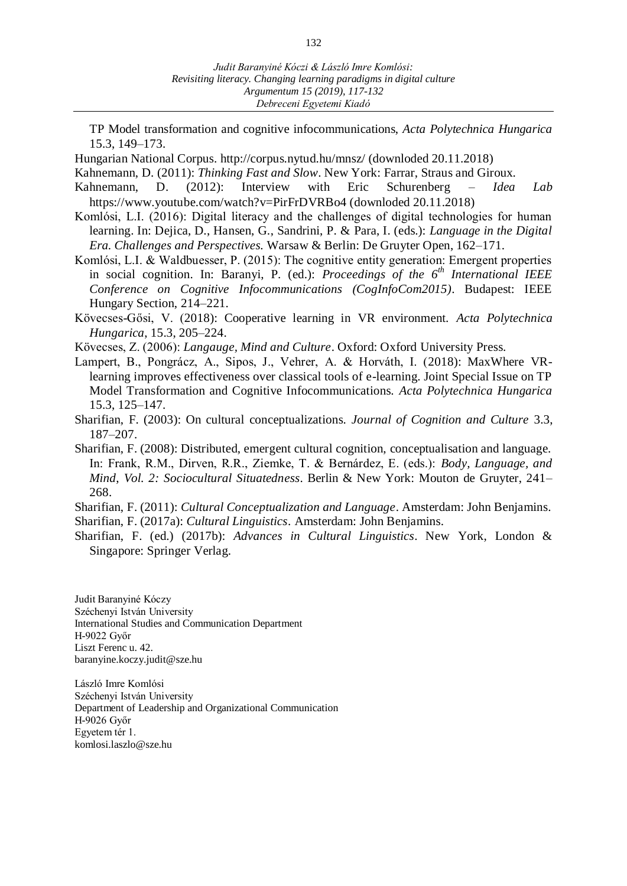TP Model transformation and cognitive infocommunications, *Acta Polytechnica Hungarica* 15.3, 149–173.

Hungarian National Corpus. http://corpus.nytud.hu/mnsz/ (downloded 20.11.2018)

Kahnemann, D. (2011): *Thinking Fast and Slow*. New York: Farrar, Straus and Giroux.

Kahnemann, D. (2012): Interview with Eric Schurenberg – *Idea Lab* https://www.youtube.com/watch?v=PirFrDVRBo4 (downloded 20.11.2018)

Komlósi, L.I. (2016): Digital literacy and the challenges of digital technologies for human learning. In: Dejica, D., Hansen, G., Sandrini, P. & Para, I. (eds.): *Language in the Digital Era. Challenges and Perspectives.* Warsaw & Berlin: De Gruyter Open, 162–171.

Komlósi, L.I. & Waldbuesser, P. (2015): The cognitive entity generation: Emergent properties in social cognition. In: Baranyi, P. (ed.): *Proceedings of the 6th International IEEE Conference on Cognitive Infocommunications (CogInfoCom2015)*. Budapest: IEEE Hungary Section, 214–221.

Kövecses-Gősi, V. (2018): Cooperative learning in VR environment. *Acta Polytechnica Hungarica*, 15.3, 205–224.

Kövecses, Z. (2006): *Langauge, Mind and Culture*. Oxford: Oxford University Press.

Lampert, B., Pongrácz, A., Sipos, J., Vehrer, A. & Horváth, I. (2018): MaxWhere VR-learning improves effectiveness over classical tools of e-learning. Joint Special Issue on TP Model Transformation and Cognitive Infocommunications. *Acta Polytechnica Hungarica* 15.3, 125–147.

Sharifian, F. (2003): On cultural conceptualizations. *Journal of Cognition and Culture* 3.3, 187–207.

Sharifian, F. (2008): Distributed, emergent cultural cognition, conceptualisation and language. In: Frank, R.M., Dirven, R.R., Ziemke, T. & Bernárdez, E. (eds.): *Body, Language, and Mind, Vol. 2: Sociocultural Situatedness*. Berlin & New York: Mouton de Gruyter, 241–268.

Sharifian, F. (2011): *Cultural Conceptualization and Language*. Amsterdam: John Benjamins.

Sharifian, F. (2017a): *Cultural Linguistics*. Amsterdam: John Benjamins.

Sharifian, F. (ed.) (2017b): *Advances in Cultural Linguistics*. New York, London & Singapore: Springer Verlag.

Judit Baranyiné Kóczy
Széchenyi István University
International Studies and Communication Department
H-9022 Győr
Liszt Ferenc u. 42.
baranyine.koczy.judit@sze.hu

László Imre Komlósi
Széchenyi István University
Department of Leadership and Organizational Communication
H-9026 Győr
Egyetem tér 1.
komlosi.laszlo@sze.hu